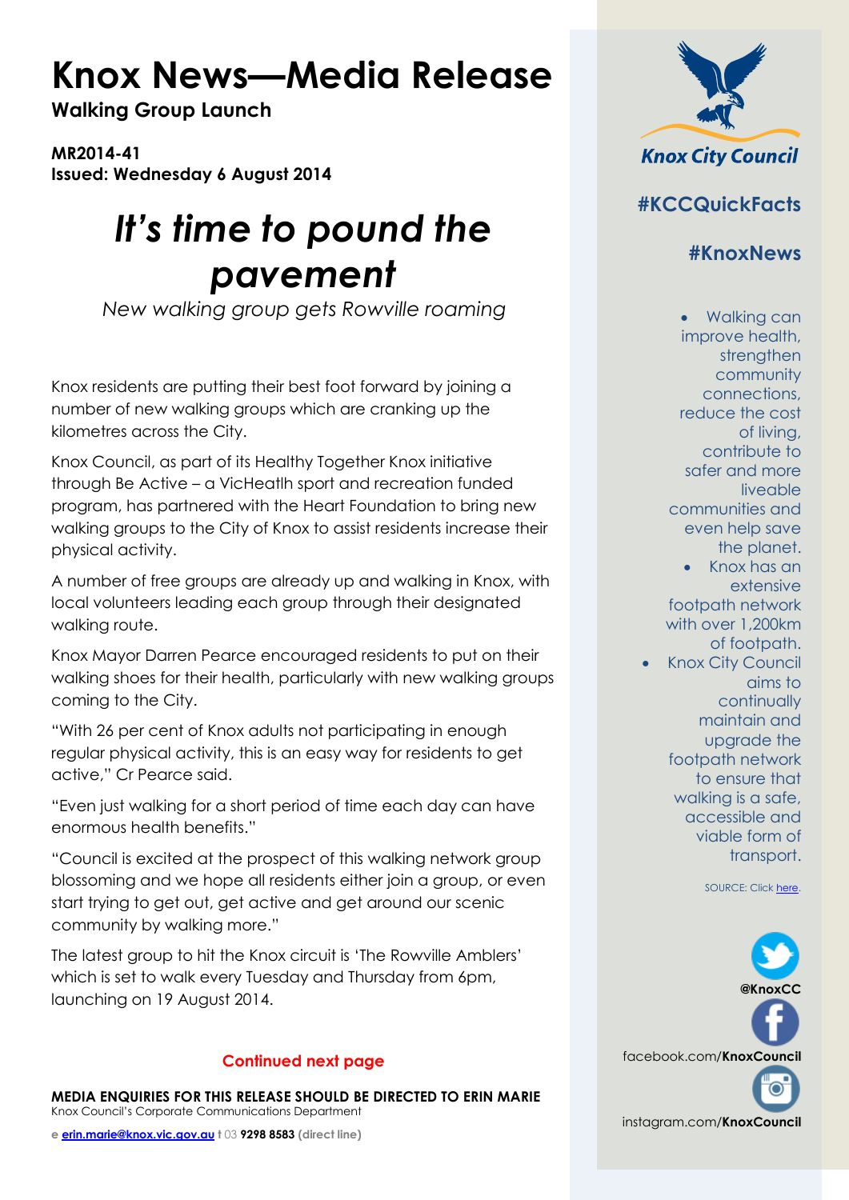# Knox News—Media Release

**Walking Group Launch**

**MR2014-41**
**Issued: Wednesday 6 August 2014**

## *It's time to pound the pavement*

*New walking group gets Rowville roaming*

Knox residents are putting their best foot forward by joining a number of new walking groups which are cranking up the kilometres across the City.

Knox Council, as part of its Healthy Together Knox initiative through Be Active – a VicHeatlh sport and recreation funded program, has partnered with the Heart Foundation to bring new walking groups to the City of Knox to assist residents increase their physical activity.

A number of free groups are already up and walking in Knox, with local volunteers leading each group through their designated walking route.

Knox Mayor Darren Pearce encouraged residents to put on their walking shoes for their health, particularly with new walking groups coming to the City.

"With 26 per cent of Knox adults not participating in enough regular physical activity, this is an easy way for residents to get active," Cr Pearce said.

"Even just walking for a short period of time each day can have enormous health benefits."

"Council is excited at the prospect of this walking network group blossoming and we hope all residents either join a group, or even start trying to get out, get active and get around our scenic community by walking more."

The latest group to hit the Knox circuit is 'The Rowville Amblers' which is set to walk every Tuesday and Thursday from 6pm, launching on 19 August 2014.

**Continued next page**

**MEDIA ENQUIRIES FOR THIS RELEASE SHOULD BE DIRECTED TO ERIN MARIE**
Knox Council's Corporate Communications Department

**e** erin.marie@knox.vic.gov.au **t** 03 **9298 8583** (direct line)

Knox City Council

## #KCCQuickFacts

## #KnoxNews

- Walking can improve health, strengthen community connections, reduce the cost of living, contribute to safer and more liveable communities and even help save the planet.
- Knox has an extensive footpath network with over 1,200km of footpath.
- Knox City Council aims to continually maintain and upgrade the footpath network to ensure that walking is a safe, accessible and viable form of transport.

SOURCE: Click here.

**@KnoxCC**

facebook.com/**KnoxCouncil**

instagram.com/**KnoxCouncil**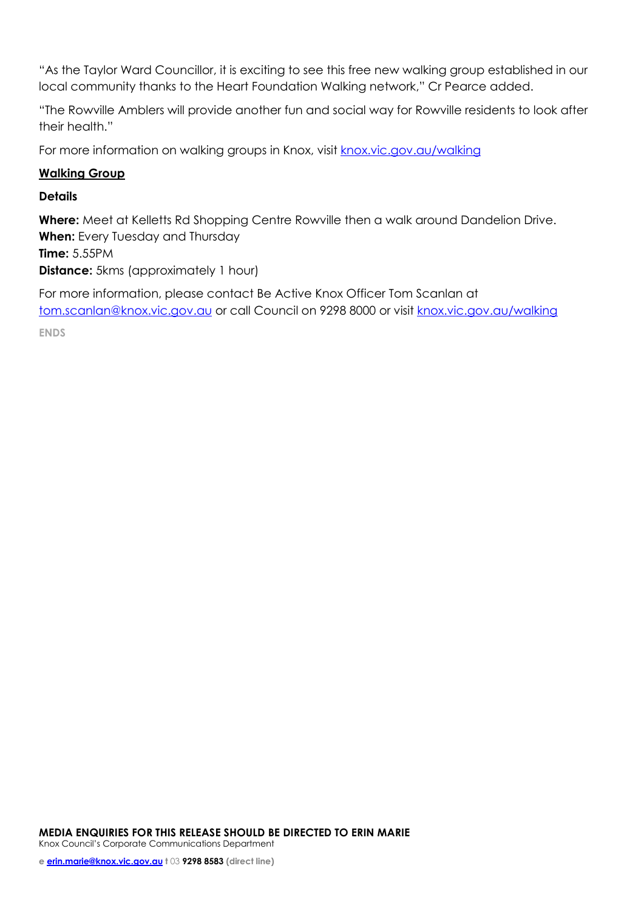"As the Taylor Ward Councillor, it is exciting to see this free new walking group established in our local community thanks to the Heart Foundation Walking network," Cr Pearce added.

"The Rowville Amblers will provide another fun and social way for Rowville residents to look after their health."

For more information on walking groups in Knox, visit [knox.vic.gov.au/walking](knox.vic.gov.au/walking)

**Walking Group**

**Details**

**Where:** Meet at Kelletts Rd Shopping Centre Rowville then a walk around Dandelion Drive.
**When:** Every Tuesday and Thursday
**Time:** 5.55PM
**Distance:** 5kms (approximately 1 hour)

For more information, please contact Be Active Knox Officer Tom Scanlan at [tom.scanlan@knox.vic.gov.au](mailto:tom.scanlan@knox.vic.gov.au) or call Council on 9298 8000 or visit [knox.vic.gov.au/walking](knox.vic.gov.au/walking)

**ENDS**

**MEDIA ENQUIRIES FOR THIS RELEASE SHOULD BE DIRECTED TO ERIN MARIE**
Knox Council's Corporate Communications Department

**e** [erin.marie@knox.vic.gov.au](mailto:erin.marie@knox.vic.gov.au) **t** 03 **9298 8583** (direct line)